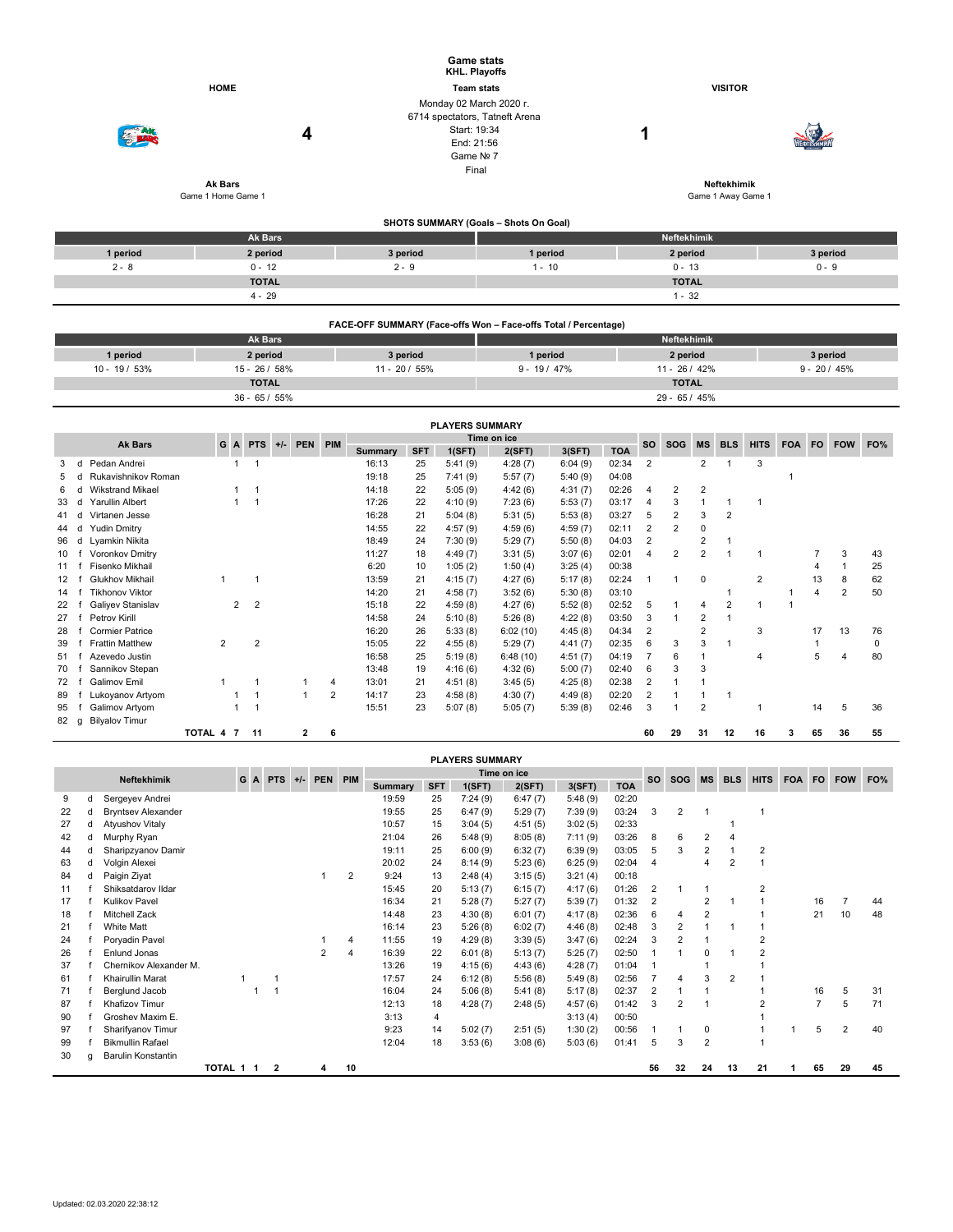# Game stats

**KHL. Playoffs**

| HOME | Team stats | VISITOR |
|---|---|---|
| **Ak Bars** | Monday 02 March 2020 г. | **Neftekhimik** |
| Game 1 Home Game 1 | 6714 spectators, Tatneft Arena | Game 1 Away Game 1 |
| **4** | Start: 19:34<br>End: 21:56<br>Game № 7<br>Final | **1** |

## SHOTS SUMMARY (Goals – Shots On Goal)

| Ak Bars | | | Neftekhimik | | |
|---|---|---|---|---|---|
| 1 period | 2 period | 3 period | 1 period | 2 period | 3 period |
| 2 - 8 | 0 - 12 | 2 - 9 | 1 - 10 | 0 - 13 | 0 - 9 |
| TOTAL | | | TOTAL | | |
| 4 - 29 | | | 1 - 32 | | |

## FACE-OFF SUMMARY (Face-offs Won – Face-offs Total / Percentage)

| Ak Bars | | | Neftekhimik | | |
|---|---|---|---|---|---|
| 1 period | 2 period | 3 period | 1 period | 2 period | 3 period |
| 10 - 19 / 53% | 15 - 26 / 58% | 11 - 20 / 55% | 9 - 19 / 47% | 11 - 26 / 42% | 9 - 20 / 45% |
| TOTAL | | | TOTAL | | |
| 36 - 65 / 55% | | | 29 - 65 / 45% | | |

## PLAYERS SUMMARY

| # | | Ak Bars | G | A | PTS | +/- | PEN | PIM | Time on ice: Summary | SFT | 1(SFT) | 2(SFT) | 3(SFT) | TOA | SO | SOG | MS | BLS | HITS | FOA | FO | FOW | FO% |
|---|---|---|---|---|---|---|---|---|---|---|---|---|---|---|---|---|---|---|---|---|---|---|---|
| 3 | d | Pedan Andrei | | 1 | 1 | | | | 16:13 | 25 | 5:41 (9) | 4:28 (7) | 6:04 (9) | 02:34 | 2 | | 2 | 1 | 3 | | | | |
| 5 | d | Rukavishnikov Roman | | | | | | | 19:18 | 25 | 7:41 (9) | 5:57 (7) | 5:40 (9) | 04:08 | | | | | | 1 | | | |
| 6 | d | Wikstrand Mikael | | 1 | 1 | | | | 14:18 | 22 | 5:05 (9) | 4:42 (6) | 4:31 (7) | 02:26 | 4 | 2 | 2 | | | | | | |
| 33 | d | Yarullin Albert | | 1 | 1 | | | | 17:26 | 22 | 4:10 (9) | 7:23 (6) | 5:53 (7) | 03:17 | 4 | 3 | 1 | 1 | 1 | | | | |
| 41 | d | Virtanen Jesse | | | | | | | 16:28 | 21 | 5:04 (8) | 5:31 (5) | 5:53 (8) | 03:27 | 5 | 2 | 3 | 2 | | | | | |
| 44 | d | Yudin Dmitry | | | | | | | 14:55 | 22 | 4:57 (9) | 4:59 (6) | 4:59 (7) | 02:11 | 2 | 2 | 0 | | | | | | |
| 96 | d | Lyamkin Nikita | | | | | | | 18:49 | 24 | 7:30 (9) | 5:29 (7) | 5:50 (8) | 04:03 | 2 | | 2 | 1 | | | | | |
| 10 | f | Voronkov Dmitry | | | | | | | 11:27 | 18 | 4:49 (7) | 3:31 (5) | 3:07 (6) | 02:01 | 4 | 2 | 2 | 1 | 1 | | 7 | 3 | 43 |
| 11 | f | Fisenko Mikhail | | | | | | | 6:20 | 10 | 1:05 (2) | 1:50 (4) | 3:25 (4) | 00:38 | | | | | | | 4 | 1 | 25 |
| 12 | f | Glukhov Mikhail | 1 | | 1 | | | | 13:59 | 21 | 4:15 (7) | 4:27 (6) | 5:17 (8) | 02:24 | 1 | 1 | 0 | | 2 | | 13 | 8 | 62 |
| 14 | f | Tikhonov Viktor | | | | | | | 14:20 | 21 | 4:58 (7) | 3:52 (6) | 5:30 (8) | 03:10 | | | | 1 | | 1 | 4 | 2 | 50 |
| 22 | f | Galiyev Stanislav | | 2 | 2 | | | | 15:18 | 22 | 4:59 (8) | 4:27 (6) | 5:52 (8) | 02:52 | 5 | 1 | 4 | 2 | 1 | 1 | | | |
| 27 | f | Petrov Kirill | | | | | | | 14:58 | 24 | 5:10 (8) | 5:26 (8) | 4:22 (8) | 03:50 | 3 | 1 | 2 | 1 | | | | | |
| 28 | f | Cormier Patrice | | | | | | | 16:20 | 26 | 5:33 (8) | 6:02 (10) | 4:45 (8) | 04:34 | 2 | | 2 | | 3 | | 17 | 13 | 76 |
| 39 | f | Frattin Matthew | 2 | | 2 | | | | 15:05 | 22 | 4:55 (8) | 5:29 (7) | 4:41 (7) | 02:35 | 6 | 3 | 3 | 1 | | | 1 | | 0 |
| 51 | f | Azevedo Justin | | | | | | | 16:58 | 25 | 5:19 (8) | 6:48 (10) | 4:51 (7) | 04:19 | 7 | 6 | 1 | | 4 | | 5 | 4 | 80 |
| 70 | f | Sannikov Stepan | | | | | | | 13:48 | 19 | 4:16 (6) | 4:32 (6) | 5:00 (7) | 02:40 | 6 | 3 | 3 | | | | | | |
| 72 | f | Galimov Emil | 1 | | 1 | | 1 | 4 | 13:01 | 21 | 4:51 (8) | 3:45 (5) | 4:25 (8) | 02:38 | 2 | 1 | 1 | | | | | | |
| 89 | f | Lukoyanov Artyom | | 1 | 1 | | 1 | 2 | 14:17 | 23 | 4:58 (8) | 4:30 (7) | 4:49 (8) | 02:20 | 2 | 1 | 1 | 1 | | | | | |
| 95 | f | Galimov Artyom | | 1 | 1 | | | | 15:51 | 23 | 5:07 (8) | 5:05 (7) | 5:39 (8) | 02:46 | 3 | 1 | 2 | | 1 | | 14 | 5 | 36 |
| 82 | g | Bilyalov Timur | | | | | | | | | | | | | | | | | | | | | |
| | | TOTAL | 4 | 7 | 11 | | 2 | 6 | | | | | | | 60 | 29 | 31 | 12 | 16 | 3 | 65 | 36 | 55 |

## PLAYERS SUMMARY

| # | | Neftekhimik | G | A | PTS | +/- | PEN | PIM | Time on ice: Summary | SFT | 1(SFT) | 2(SFT) | 3(SFT) | TOA | SO | SOG | MS | BLS | HITS | FOA | FO | FOW | FO% |
|---|---|---|---|---|---|---|---|---|---|---|---|---|---|---|---|---|---|---|---|---|---|---|---|
| 9 | d | Sergeyev Andrei | | | | | | | 19:59 | 25 | 7:24 (9) | 6:47 (7) | 5:48 (9) | 02:20 | | | | | | | | | |
| 22 | d | Bryntsev Alexander | | | | | | | 19:55 | 25 | 6:47 (9) | 5:29 (7) | 7:39 (9) | 03:24 | 3 | 2 | 1 | | 1 | | | | |
| 27 | d | Atyushov Vitaly | | | | | | | 10:57 | 15 | 3:04 (5) | 4:51 (5) | 3:02 (5) | 02:33 | | | | 1 | | | | | |
| 42 | d | Murphy Ryan | | | | | | | 21:04 | 26 | 5:48 (9) | 8:05 (8) | 7:11 (9) | 03:26 | 8 | 6 | 2 | 4 | | | | | |
| 44 | d | Sharipzyanov Damir | | | | | | | 19:11 | 25 | 6:00 (9) | 6:32 (7) | 6:39 (9) | 03:05 | 5 | 3 | 2 | 1 | 2 | | | | |
| 63 | d | Volgin Alexei | | | | | | | 20:02 | 24 | 8:14 (9) | 5:23 (6) | 6:25 (9) | 02:04 | 4 | | 4 | 2 | 1 | | | | |
| 84 | d | Paigin Ziyat | | | | | 1 | 2 | 9:24 | 13 | 2:48 (4) | 3:15 (5) | 3:21 (4) | 00:18 | | | | | | | | | |
| 11 | f | Shiksatdarov Ildar | | | | | | | 15:45 | 20 | 5:13 (7) | 6:15 (7) | 4:17 (6) | 01:26 | 2 | 1 | 1 | | 2 | | | | |
| 17 | f | Kulikov Pavel | | | | | | | 16:34 | 21 | 5:28 (7) | 5:27 (7) | 5:39 (7) | 01:32 | 2 | | 2 | 1 | 1 | | 16 | 7 | 44 |
| 18 | f | Mitchell Zack | | | | | | | 14:48 | 23 | 4:30 (8) | 6:01 (7) | 4:17 (8) | 02:36 | 6 | 4 | 2 | | 1 | | 21 | 10 | 48 |
| 21 | f | White Matt | | | | | | | 16:14 | 23 | 5:26 (8) | 6:02 (7) | 4:46 (8) | 02:48 | 3 | 2 | 1 | 1 | 1 | | | | |
| 24 | f | Poryadin Pavel | | | | | 1 | 4 | 11:55 | 19 | 4:29 (8) | 3:39 (5) | 3:47 (6) | 02:24 | 3 | 2 | 1 | | 2 | | | | |
| 26 | f | Enlund Jonas | | | | | 2 | 4 | 16:39 | 22 | 6:01 (8) | 5:13 (7) | 5:25 (7) | 02:50 | 1 | 1 | 0 | 1 | 2 | | | | |
| 37 | f | Chernikov Alexander M. | | | | | | | 13:26 | 19 | 4:15 (6) | 4:43 (6) | 4:28 (7) | 01:04 | 1 | | 1 | | 1 | | | | |
| 61 | f | Khairullin Marat | 1 | | 1 | | | | 17:57 | 24 | 6:12 (8) | 5:56 (8) | 5:49 (8) | 02:56 | 7 | 4 | 3 | 2 | 1 | | | | |
| 71 | f | Berglund Jacob | | 1 | 1 | | | | 16:04 | 24 | 5:06 (8) | 5:41 (8) | 5:17 (8) | 02:37 | 2 | 1 | 1 | | 1 | | 16 | 5 | 31 |
| 87 | f | Khafizov Timur | | | | | | | 12:13 | 18 | 4:28 (7) | 2:48 (5) | 4:57 (6) | 01:42 | 3 | 2 | 1 | | 2 | | 7 | 5 | 71 |
| 90 | f | Groshev Maxim E. | | | | | | | 3:13 | 4 | | | 3:13 (4) | 00:50 | | | | | 1 | | | | |
| 97 | f | Sharifyanov Timur | | | | | | | 9:23 | 14 | 5:02 (7) | 2:51 (5) | 1:30 (2) | 00:56 | 1 | 1 | 0 | | 1 | 1 | 5 | 2 | 40 |
| 99 | f | Bikmullin Rafael | | | | | | | 12:04 | 18 | 3:53 (6) | 3:08 (6) | 5:03 (6) | 01:41 | 5 | 3 | 2 | | 1 | | | | |
| 30 | g | Barulin Konstantin | | | | | | | | | | | | | | | | | | | | | |
| | | TOTAL | 1 | 1 | 2 | | 4 | 10 | | | | | | | 56 | 32 | 24 | 13 | 21 | 1 | 65 | 29 | 45 |

Updated: 02.03.2020 22:38:12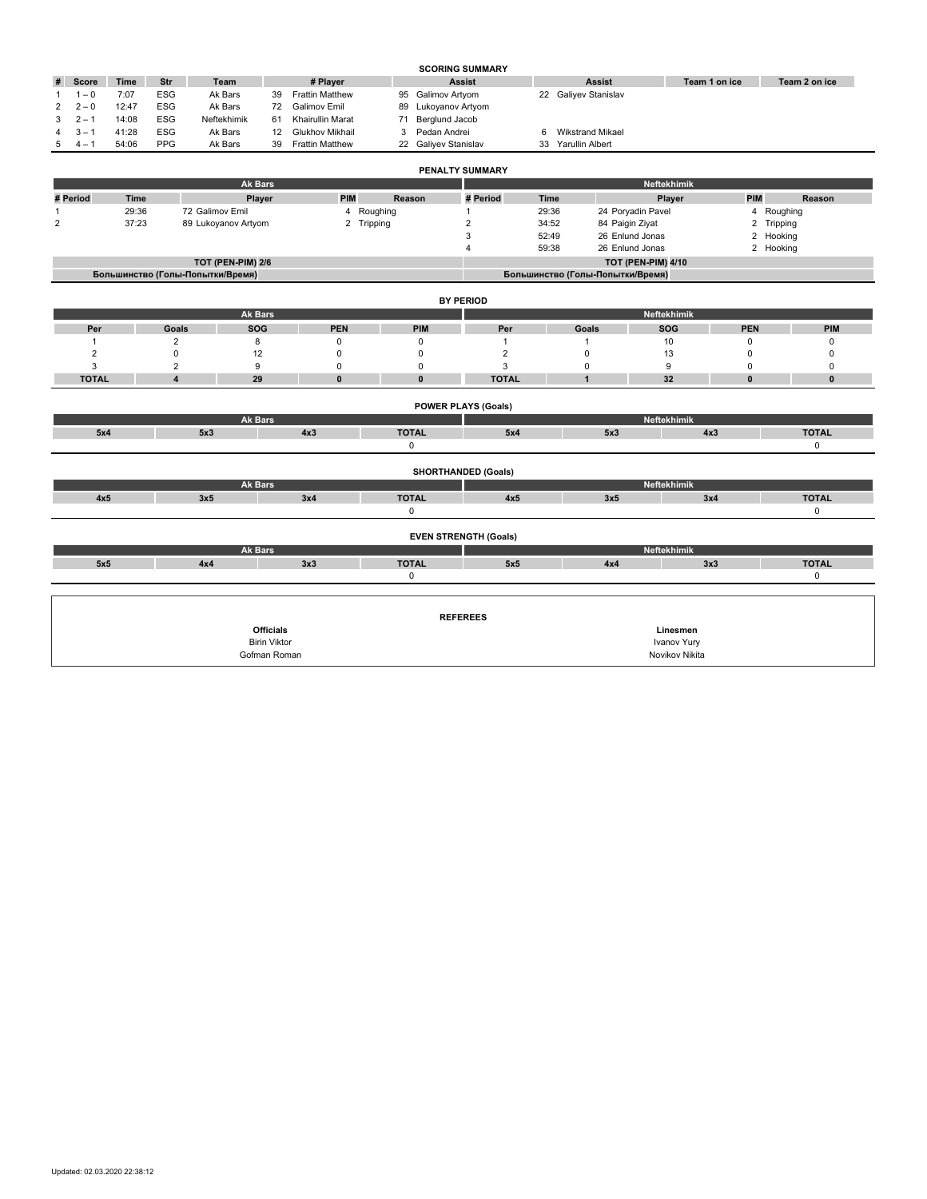## SCORING SUMMARY

| # | Score | Time | Str | Team | # Player | Assist | Assist | Team 1 on ice | Team 2 on ice |
|---|---|---|---|---|---|---|---|---|---|
| 1 | 1 – 0 | 7:07 | ESG | Ak Bars | 39 Frattin Matthew | 95 Galimov Artyom | 22 Galiyev Stanislav | | |
| 2 | 2 – 0 | 12:47 | ESG | Ak Bars | 72 Galimov Emil | 89 Lukoyanov Artyom | | | |
| 3 | 2 – 1 | 14:08 | ESG | Neftekhimik | 61 Khairullin Marat | 71 Berglund Jacob | | | |
| 4 | 3 – 1 | 41:28 | ESG | Ak Bars | 12 Glukhov Mikhail | 3 Pedan Andrei | 6 Wikstrand Mikael | | |
| 5 | 4 – 1 | 54:06 | PPG | Ak Bars | 39 Frattin Matthew | 22 Galiyev Stanislav | 33 Yarullin Albert | | |

## PENALTY SUMMARY

| Ak Bars | | | | | Neftekhimik | | | | |
|---|---|---|---|---|---|---|---|---|---|
| # Period | Time | Player | PIM | Reason | # Period | Time | Player | PIM | Reason |
| 1 | 29:36 | 72 Galimov Emil | 4 | Roughing | 1 | 29:36 | 24 Poryadin Pavel | 4 | Roughing |
| 2 | 37:23 | 89 Lukoyanov Artyom | 2 | Tripping | 2 | 34:52 | 84 Paigin Ziyat | 2 | Tripping |
| | | | | | 3 | 52:49 | 26 Enlund Jonas | 2 | Hooking |
| | | | | | 4 | 59:38 | 26 Enlund Jonas | 2 | Hooking |
| TOT (PEN-PIM) 2/6 | | | | | TOT (PEN-PIM) 4/10 | | | | |
| Большинство (Голы-Попытки/Время) | | | | | Большинство (Голы-Попытки/Время) | | | | |

## BY PERIOD

| Ak Bars | | | | | Neftekhimik | | | | |
|---|---|---|---|---|---|---|---|---|---|
| Per | Goals | SOG | PEN | PIM | Per | Goals | SOG | PEN | PIM |
| 1 | 2 | 8 | 0 | 0 | 1 | 1 | 10 | 0 | 0 |
| 2 | 0 | 12 | 0 | 0 | 2 | 0 | 13 | 0 | 0 |
| 3 | 2 | 9 | 0 | 0 | 3 | 0 | 9 | 0 | 0 |
| **TOTAL** | **4** | **29** | **0** | **0** | **TOTAL** | **1** | **32** | **0** | **0** |

## POWER PLAYS (Goals)

| Ak Bars | | | | Neftekhimik | | | |
|---|---|---|---|---|---|---|---|
| 5x4 | 5x3 | 4x3 | TOTAL | 5x4 | 5x3 | 4x3 | TOTAL |
| | | | 0 | | | | 0 |

## SHORTHANDED (Goals)

| Ak Bars | | | | Neftekhimik | | | |
|---|---|---|---|---|---|---|---|
| 4x5 | 3x5 | 3x4 | TOTAL | 4x5 | 3x5 | 3x4 | TOTAL |
| | | | 0 | | | | 0 |

## EVEN STRENGTH (Goals)

| Ak Bars | | | | Neftekhimik | | | |
|---|---|---|---|---|---|---|---|
| 5x5 | 4x4 | 3x3 | TOTAL | 5x5 | 4x4 | 3x3 | TOTAL |
| | | | 0 | | | | 0 |

## REFEREES

| Officials | Linesmen |
|---|---|
| Birin Viktor | Ivanov Yury |
| Gofman Roman | Novikov Nikita |

Updated: 02.03.2020 22:38:12